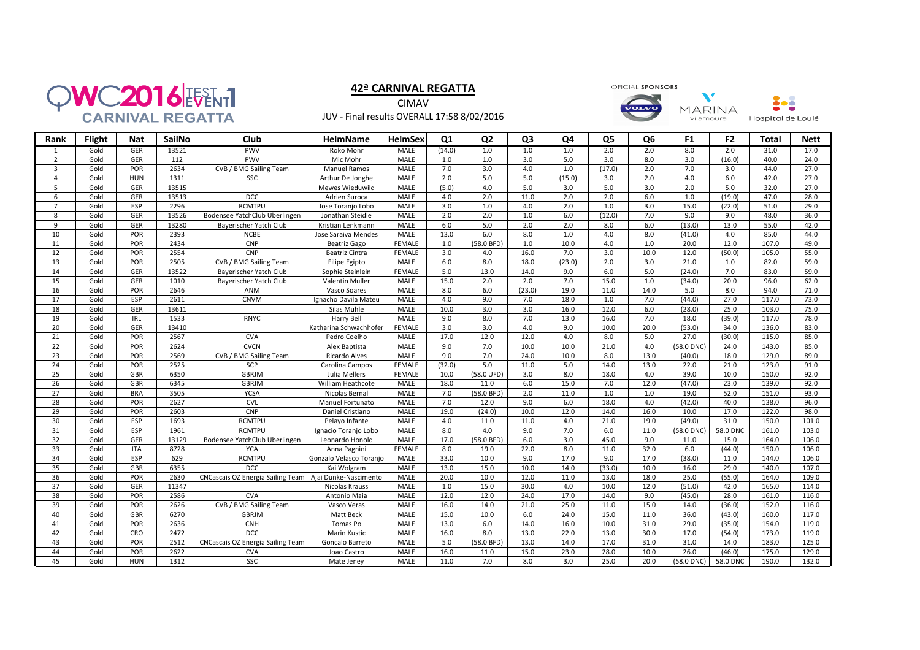QWC2016 TEST EVENT CARNIVAL REGATTA

## 42ª CARNIVAL REGATTA

CIMAV

JUV - Final results OVERALL 17:58 8/02/2016

OFICIAL SPONSORS

| Rank | Flight | Nat | SailNo | Club | HelmName | HelmSex | Q1 | Q2 | Q3 | Q4 | Q5 | Q6 | F1 | F2 | Total | Nett |
|---|---|---|---|---|---|---|---|---|---|---|---|---|---|---|---|---|
| 1 | Gold | GER | 13521 | PWV | Roko Mohr | MALE | (14.0) | 1.0 | 1.0 | 1.0 | 2.0 | 2.0 | 8.0 | 2.0 | 31.0 | 17.0 |
| 2 | Gold | GER | 112 | PWV | Mic Mohr | MALE | 1.0 | 1.0 | 3.0 | 5.0 | 3.0 | 8.0 | 3.0 | (16.0) | 40.0 | 24.0 |
| 3 | Gold | POR | 2634 | CVB / BMG Sailing Team | Manuel Ramos | MALE | 7.0 | 3.0 | 4.0 | 1.0 | (17.0) | 2.0 | 7.0 | 3.0 | 44.0 | 27.0 |
| 4 | Gold | HUN | 1311 | SSC | Arthur De Jonghe | MALE | 2.0 | 5.0 | 5.0 | (15.0) | 3.0 | 2.0 | 4.0 | 6.0 | 42.0 | 27.0 |
| 5 | Gold | GER | 13515 | | Mewes Wieduwild | MALE | (5.0) | 4.0 | 5.0 | 3.0 | 5.0 | 3.0 | 2.0 | 5.0 | 32.0 | 27.0 |
| 6 | Gold | GER | 13513 | DCC | Adrien Suroca | MALE | 4.0 | 2.0 | 11.0 | 2.0 | 2.0 | 6.0 | 1.0 | (19.0) | 47.0 | 28.0 |
| 7 | Gold | ESP | 2296 | RCMTPU | Jose Toranjo Lobo | MALE | 3.0 | 1.0 | 4.0 | 2.0 | 1.0 | 3.0 | 15.0 | (22.0) | 51.0 | 29.0 |
| 8 | Gold | GER | 13526 | Bodensee YatchClub Uberlingen | Jonathan Steidle | MALE | 2.0 | 2.0 | 1.0 | 6.0 | (12.0) | 7.0 | 9.0 | 9.0 | 48.0 | 36.0 |
| 9 | Gold | GER | 13280 | Bayerischer Yatch Club | Kristian Lenkmann | MALE | 6.0 | 5.0 | 2.0 | 2.0 | 8.0 | 6.0 | (13.0) | 13.0 | 55.0 | 42.0 |
| 10 | Gold | POR | 2393 | NCBE | Jose Saraiva Mendes | MALE | 13.0 | 6.0 | 8.0 | 1.0 | 4.0 | 8.0 | (41.0) | 4.0 | 85.0 | 44.0 |
| 11 | Gold | POR | 2434 | CNP | Beatriz Gago | FEMALE | 1.0 | (58.0 BFD) | 1.0 | 10.0 | 4.0 | 1.0 | 20.0 | 12.0 | 107.0 | 49.0 |
| 12 | Gold | POR | 2554 | CNP | Beatriz Cintra | FEMALE | 3.0 | 4.0 | 16.0 | 7.0 | 3.0 | 10.0 | 12.0 | (50.0) | 105.0 | 55.0 |
| 13 | Gold | POR | 2505 | CVB / BMG Sailing Team | Filipe Egipto | MALE | 6.0 | 8.0 | 18.0 | (23.0) | 2.0 | 3.0 | 21.0 | 1.0 | 82.0 | 59.0 |
| 14 | Gold | GER | 13522 | Bayerischer Yatch Club | Sophie Steinlein | FEMALE | 5.0 | 13.0 | 14.0 | 9.0 | 6.0 | 5.0 | (24.0) | 7.0 | 83.0 | 59.0 |
| 15 | Gold | GER | 1010 | Bayerischer Yatch Club | Valentin Muller | MALE | 15.0 | 2.0 | 2.0 | 7.0 | 15.0 | 1.0 | (34.0) | 20.0 | 96.0 | 62.0 |
| 16 | Gold | POR | 2646 | ANM | Vasco Soares | MALE | 8.0 | 6.0 | (23.0) | 19.0 | 11.0 | 14.0 | 5.0 | 8.0 | 94.0 | 71.0 |
| 17 | Gold | ESP | 2611 | CNVM | Ignacho Davila Mateu | MALE | 4.0 | 9.0 | 7.0 | 18.0 | 1.0 | 7.0 | (44.0) | 27.0 | 117.0 | 73.0 |
| 18 | Gold | GER | 13611 | | Silas Muhle | MALE | 10.0 | 3.0 | 3.0 | 16.0 | 12.0 | 6.0 | (28.0) | 25.0 | 103.0 | 75.0 |
| 19 | Gold | IRL | 1533 | RNYC | Harry Bell | MALE | 9.0 | 8.0 | 7.0 | 13.0 | 16.0 | 7.0 | 18.0 | (39.0) | 117.0 | 78.0 |
| 20 | Gold | GER | 13410 | | Katharina Schwachhofer | FEMALE | 3.0 | 3.0 | 4.0 | 9.0 | 10.0 | 20.0 | (53.0) | 34.0 | 136.0 | 83.0 |
| 21 | Gold | POR | 2567 | CVA | Pedro Coelho | MALE | 17.0 | 12.0 | 12.0 | 4.0 | 8.0 | 5.0 | 27.0 | (30.0) | 115.0 | 85.0 |
| 22 | Gold | POR | 2624 | CVCN | Alex Baptista | MALE | 9.0 | 7.0 | 10.0 | 10.0 | 21.0 | 4.0 | (58.0 DNC) | 24.0 | 143.0 | 85.0 |
| 23 | Gold | POR | 2569 | CVB / BMG Sailing Team | Ricardo Alves | MALE | 9.0 | 7.0 | 24.0 | 10.0 | 8.0 | 13.0 | (40.0) | 18.0 | 129.0 | 89.0 |
| 24 | Gold | POR | 2525 | SCP | Carolina Campos | FEMALE | (32.0) | 5.0 | 11.0 | 5.0 | 14.0 | 13.0 | 22.0 | 21.0 | 123.0 | 91.0 |
| 25 | Gold | GBR | 6350 | GBRJM | Julia Mellers | FEMALE | 10.0 | (58.0 UFD) | 3.0 | 8.0 | 18.0 | 4.0 | 39.0 | 10.0 | 150.0 | 92.0 |
| 26 | Gold | GBR | 6345 | GBRJM | William Heathcote | MALE | 18.0 | 11.0 | 6.0 | 15.0 | 7.0 | 12.0 | (47.0) | 23.0 | 139.0 | 92.0 |
| 27 | Gold | BRA | 3505 | YCSA | Nicolas Bernal | MALE | 7.0 | (58.0 BFD) | 2.0 | 11.0 | 1.0 | 1.0 | 19.0 | 52.0 | 151.0 | 93.0 |
| 28 | Gold | POR | 2627 | CVL | Manuel Fortunato | MALE | 7.0 | 12.0 | 9.0 | 6.0 | 18.0 | 4.0 | (42.0) | 40.0 | 138.0 | 96.0 |
| 29 | Gold | POR | 2603 | CNP | Daniel Cristiano | MALE | 19.0 | (24.0) | 10.0 | 12.0 | 14.0 | 16.0 | 10.0 | 17.0 | 122.0 | 98.0 |
| 30 | Gold | ESP | 1693 | RCMTPU | Pelayo Infante | MALE | 4.0 | 11.0 | 11.0 | 4.0 | 21.0 | 19.0 | (49.0) | 31.0 | 150.0 | 101.0 |
| 31 | Gold | ESP | 1961 | RCMTPU | Ignacio Toranjo Lobo | MALE | 8.0 | 4.0 | 9.0 | 7.0 | 6.0 | 11.0 | (58.0 DNC) | 58.0 DNC | 161.0 | 103.0 |
| 32 | Gold | GER | 13129 | Bodensee YatchClub Uberlingen | Leonardo Honold | MALE | 17.0 | (58.0 BFD) | 6.0 | 3.0 | 45.0 | 9.0 | 11.0 | 15.0 | 164.0 | 106.0 |
| 33 | Gold | ITA | 8728 | YCA | Anna Pagnini | FEMALE | 8.0 | 19.0 | 22.0 | 8.0 | 11.0 | 32.0 | 6.0 | (44.0) | 150.0 | 106.0 |
| 34 | Gold | ESP | 629 | RCMTPU | Gonzalo Velasco Toranjo | MALE | 33.0 | 10.0 | 9.0 | 17.0 | 9.0 | 17.0 | (38.0) | 11.0 | 144.0 | 106.0 |
| 35 | Gold | GBR | 6355 | DCC | Kai Wolgram | MALE | 13.0 | 15.0 | 10.0 | 14.0 | (33.0) | 10.0 | 16.0 | 29.0 | 140.0 | 107.0 |
| 36 | Gold | POR | 2630 | CNCascais OZ Energia Sailing Team | Ajai Dunke-Nascimento | MALE | 20.0 | 10.0 | 12.0 | 11.0 | 13.0 | 18.0 | 25.0 | (55.0) | 164.0 | 109.0 |
| 37 | Gold | GER | 11347 | | Nicolas Krauss | MALE | 1.0 | 15.0 | 30.0 | 4.0 | 10.0 | 12.0 | (51.0) | 42.0 | 165.0 | 114.0 |
| 38 | Gold | POR | 2586 | CVA | Antonio Maia | MALE | 12.0 | 12.0 | 24.0 | 17.0 | 14.0 | 9.0 | (45.0) | 28.0 | 161.0 | 116.0 |
| 39 | Gold | POR | 2626 | CVB / BMG Sailing Team | Vasco Veras | MALE | 16.0 | 14.0 | 21.0 | 25.0 | 11.0 | 15.0 | 14.0 | (36.0) | 152.0 | 116.0 |
| 40 | Gold | GBR | 6270 | GBRJM | Matt Beck | MALE | 15.0 | 10.0 | 6.0 | 24.0 | 15.0 | 11.0 | 36.0 | (43.0) | 160.0 | 117.0 |
| 41 | Gold | POR | 2636 | CNH | Tomas Po | MALE | 13.0 | 6.0 | 14.0 | 16.0 | 10.0 | 31.0 | 29.0 | (35.0) | 154.0 | 119.0 |
| 42 | Gold | CRO | 2472 | DCC | Marin Kustic | MALE | 16.0 | 8.0 | 13.0 | 22.0 | 13.0 | 30.0 | 17.0 | (54.0) | 173.0 | 119.0 |
| 43 | Gold | POR | 2512 | CNCascais OZ Energia Sailing Team | Goncalo Barreto | MALE | 5.0 | (58.0 BFD) | 13.0 | 14.0 | 17.0 | 31.0 | 31.0 | 14.0 | 183.0 | 125.0 |
| 44 | Gold | POR | 2622 | CVA | Joao Castro | MALE | 16.0 | 11.0 | 15.0 | 23.0 | 28.0 | 10.0 | 26.0 | (46.0) | 175.0 | 129.0 |
| 45 | Gold | HUN | 1312 | SSC | Mate Jeney | MALE | 11.0 | 7.0 | 8.0 | 3.0 | 25.0 | 20.0 | (58.0 DNC) | 58.0 DNC | 190.0 | 132.0 |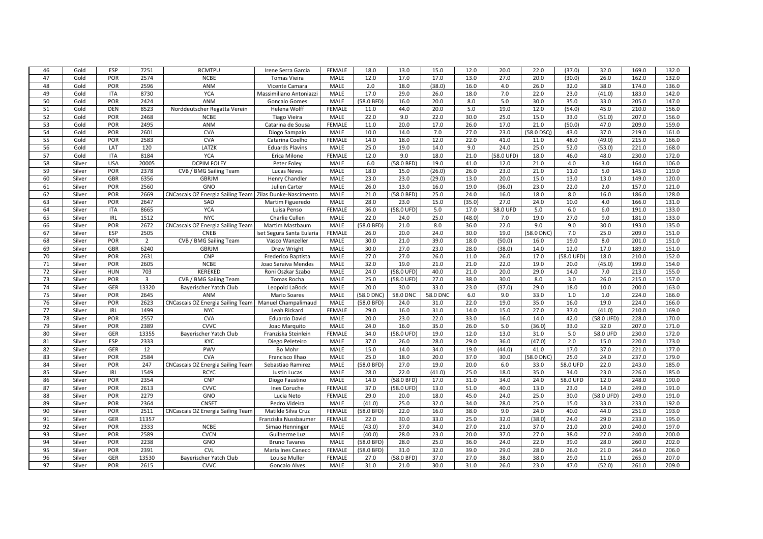| | | | | | | | | | | | | | | | | | | |
|---|---|---|---|---|---|---|---|---|---|---|---|---|---|---|---|---|---|---|
| 46 | Gold | ESP | 7251 | RCMTPU | Irene Serra Garcia | FEMALE | 18.0 | 13.0 | 15.0 | 12.0 | 20.0 | 22.0 | (37.0) | 32.0 | 169.0 | 132.0 |
| 47 | Gold | POR | 2574 | NCBE | Tomas Vieira | MALE | 12.0 | 17.0 | 17.0 | 13.0 | 27.0 | 20.0 | (30.0) | 26.0 | 162.0 | 132.0 |
| 48 | Gold | POR | 2596 | ANM | Vicente Camara | MALE | 2.0 | 18.0 | (38.0) | 16.0 | 4.0 | 26.0 | 32.0 | 38.0 | 174.0 | 136.0 |
| 49 | Gold | ITA | 8730 | YCA | Massimiliano Antoniazzi | MALE | 17.0 | 29.0 | 26.0 | 18.0 | 7.0 | 22.0 | 23.0 | (41.0) | 183.0 | 142.0 |
| 50 | Gold | POR | 2424 | ANM | Goncalo Gomes | MALE | (58.0 BFD) | 16.0 | 20.0 | 8.0 | 5.0 | 30.0 | 35.0 | 33.0 | 205.0 | 147.0 |
| 51 | Gold | DEN | 8523 | Norddeutscher Regatta Verein | Helena Wolff | FEMALE | 11.0 | 44.0 | 20.0 | 5.0 | 19.0 | 12.0 | (54.0) | 45.0 | 210.0 | 156.0 |
| 52 | Gold | POR | 2468 | NCBE | Tiago Vieira | MALE | 22.0 | 9.0 | 22.0 | 30.0 | 25.0 | 15.0 | 33.0 | (51.0) | 207.0 | 156.0 |
| 53 | Gold | POR | 2495 | ANM | Catarina de Sousa | FEMALE | 11.0 | 20.0 | 17.0 | 26.0 | 17.0 | 21.0 | (50.0) | 47.0 | 209.0 | 159.0 |
| 54 | Gold | POR | 2601 | CVA | Diogo Sampaio | MALE | 10.0 | 14.0 | 7.0 | 27.0 | 23.0 | (58.0 DSQ) | 43.0 | 37.0 | 219.0 | 161.0 |
| 55 | Gold | POR | 2583 | CVA | Catarina Coelho | FEMALE | 14.0 | 18.0 | 12.0 | 22.0 | 41.0 | 11.0 | 48.0 | (49.0) | 215.0 | 166.0 |
| 56 | Gold | LAT | 120 | LATZK | Eduards Plavins | MALE | 25.0 | 19.0 | 14.0 | 9.0 | 24.0 | 25.0 | 52.0 | (53.0) | 221.0 | 168.0 |
| 57 | Gold | ITA | 8184 | YCA | Erica Milone | FEMALE | 12.0 | 9.0 | 18.0 | 21.0 | (58.0 UFD) | 18.0 | 46.0 | 48.0 | 230.0 | 172.0 |
| 58 | Silver | USA | 20005 | DCPIM FOLEY | Peter Foley | MALE | 6.0 | (58.0 BFD) | 19.0 | 41.0 | 12.0 | 21.0 | 4.0 | 3.0 | 164.0 | 106.0 |
| 59 | Silver | POR | 2378 | CVB / BMG Sailing Team | Lucas Neves | MALE | 18.0 | 15.0 | (26.0) | 26.0 | 23.0 | 21.0 | 11.0 | 5.0 | 145.0 | 119.0 |
| 60 | Silver | GBR | 6356 | GBRJM | Henry Chandler | MALE | 23.0 | 23.0 | (29.0) | 13.0 | 20.0 | 15.0 | 13.0 | 13.0 | 149.0 | 120.0 |
| 61 | Silver | POR | 2560 | GNO | Julien Carter | MALE | 26.0 | 13.0 | 16.0 | 19.0 | (36.0) | 23.0 | 22.0 | 2.0 | 157.0 | 121.0 |
| 62 | Silver | POR | 2669 | CNCascais OZ Energia Sailing Team | Zilas Dunke-Nascimento | MALE | 21.0 | (58.0 BFD) | 25.0 | 24.0 | 16.0 | 18.0 | 8.0 | 16.0 | 186.0 | 128.0 |
| 63 | Silver | POR | 2647 | SAD | Martim Figueredo | MALE | 28.0 | 23.0 | 15.0 | (35.0) | 27.0 | 24.0 | 10.0 | 4.0 | 166.0 | 131.0 |
| 64 | Silver | ITA | 8665 | YCA | Luisa Penso | FEMALE | 36.0 | (58.0 UFD) | 5.0 | 17.0 | 58.0 UFD | 5.0 | 6.0 | 6.0 | 191.0 | 133.0 |
| 65 | Silver | IRL | 1512 | NYC | Charlie Cullen | MALE | 22.0 | 24.0 | 25.0 | (48.0) | 7.0 | 19.0 | 27.0 | 9.0 | 181.0 | 133.0 |
| 66 | Silver | POR | 2672 | CNCascais OZ Energia Sailing Team | Martim Mastbaum | MALE | (58.0 BFD) | 21.0 | 8.0 | 36.0 | 22.0 | 9.0 | 9.0 | 30.0 | 193.0 | 135.0 |
| 67 | Silver | ESP | 2505 | CNEB | Iset Segura Santa Eularia | FEMALE | 26.0 | 20.0 | 24.0 | 30.0 | 19.0 | (58.0 DNC) | 7.0 | 25.0 | 209.0 | 151.0 |
| 68 | Silver | POR | 2 | CVB / BMG Sailing Team | Vasco Wanzeller | MALE | 30.0 | 21.0 | 39.0 | 18.0 | (50.0) | 16.0 | 19.0 | 8.0 | 201.0 | 151.0 |
| 69 | Silver | GBR | 6240 | GBRJM | Drew Wright | MALE | 30.0 | 27.0 | 23.0 | 28.0 | (38.0) | 14.0 | 12.0 | 17.0 | 189.0 | 151.0 |
| 70 | Silver | POR | 2631 | CNP | Frederico Baptista | MALE | 27.0 | 27.0 | 26.0 | 11.0 | 26.0 | 17.0 | (58.0 UFD) | 18.0 | 210.0 | 152.0 |
| 71 | Silver | POR | 2605 | NCBE | Joao Saraiva Mendes | MALE | 32.0 | 19.0 | 21.0 | 21.0 | 22.0 | 19.0 | 20.0 | (45.0) | 199.0 | 154.0 |
| 72 | Silver | HUN | 703 | KEREKED | Roni Oszkar Szabo | MALE | 24.0 | (58.0 UFD) | 40.0 | 21.0 | 20.0 | 29.0 | 14.0 | 7.0 | 213.0 | 155.0 |
| 73 | Silver | POR | 3 | CVB / BMG Sailing Team | Tomas Rocha | MALE | 25.0 | (58.0 UFD) | 27.0 | 38.0 | 30.0 | 8.0 | 3.0 | 26.0 | 215.0 | 157.0 |
| 74 | Silver | GER | 13320 | Bayerischer Yatch Club | Leopold LaBock | MALE | 20.0 | 30.0 | 33.0 | 23.0 | (37.0) | 29.0 | 18.0 | 10.0 | 200.0 | 163.0 |
| 75 | Silver | POR | 2645 | ANM | Mario Soares | MALE | (58.0 DNC) | 58.0 DNC | 58.0 DNC | 6.0 | 9.0 | 33.0 | 1.0 | 1.0 | 224.0 | 166.0 |
| 76 | Silver | POR | 2623 | CNCascais OZ Energia Sailing Team | Manuel Champalimaud | MALE | (58.0 BFD) | 24.0 | 31.0 | 22.0 | 19.0 | 35.0 | 16.0 | 19.0 | 224.0 | 166.0 |
| 77 | Silver | IRL | 1499 | NYC | Leah Rickard | FEMALE | 29.0 | 16.0 | 31.0 | 14.0 | 15.0 | 27.0 | 37.0 | (41.0) | 210.0 | 169.0 |
| 78 | Silver | POR | 2557 | CVA | Eduardo David | MALE | 20.0 | 23.0 | 22.0 | 33.0 | 16.0 | 14.0 | 42.0 | (58.0 UFD) | 228.0 | 170.0 |
| 79 | Silver | POR | 2389 | CVVC | Joao Marquito | MALE | 24.0 | 16.0 | 35.0 | 26.0 | 5.0 | (36.0) | 33.0 | 32.0 | 207.0 | 171.0 |
| 80 | Silver | GER | 13355 | Bayerischer Yatch Club | Franziska Steinlein | FEMALE | 34.0 | (58.0 UFD) | 19.0 | 12.0 | 13.0 | 31.0 | 5.0 | 58.0 UFD | 230.0 | 172.0 |
| 81 | Silver | ESP | 2333 | KYC | Diego Peleteiro | MALE | 37.0 | 26.0 | 28.0 | 29.0 | 36.0 | (47.0) | 2.0 | 15.0 | 220.0 | 173.0 |
| 82 | Silver | GER | 12 | PWV | Bo Mohr | MALE | 15.0 | 14.0 | 34.0 | 19.0 | (44.0) | 41.0 | 17.0 | 37.0 | 221.0 | 177.0 |
| 83 | Silver | POR | 2584 | CVA | Francisco Ilhao | MALE | 25.0 | 18.0 | 20.0 | 37.0 | 30.0 | (58.0 DNC) | 25.0 | 24.0 | 237.0 | 179.0 |
| 84 | Silver | POR | 247 | CNCascais OZ Energia Sailing Team | Sebastiao Ramirez | MALE | (58.0 BFD) | 27.0 | 19.0 | 20.0 | 6.0 | 33.0 | 58.0 UFD | 22.0 | 243.0 | 185.0 |
| 85 | Silver | IRL | 1549 | RCYC | Justin Lucas | MALE | 28.0 | 22.0 | (41.0) | 25.0 | 18.0 | 35.0 | 34.0 | 23.0 | 226.0 | 185.0 |
| 86 | Silver | POR | 2354 | CNP | Diogo Faustino | MALE | 14.0 | (58.0 BFD) | 17.0 | 31.0 | 34.0 | 24.0 | 58.0 UFD | 12.0 | 248.0 | 190.0 |
| 87 | Silver | POR | 2613 | CVVC | Ines Coruche | FEMALE | 37.0 | (58.0 UFD) | 13.0 | 51.0 | 40.0 | 13.0 | 23.0 | 14.0 | 249.0 | 191.0 |
| 88 | Silver | POR | 2279 | GNO | Lucia Neto | FEMALE | 29.0 | 20.0 | 18.0 | 45.0 | 24.0 | 25.0 | 30.0 | (58.0 UFD) | 249.0 | 191.0 |
| 89 | Silver | POR | 2364 | CNSET | Pedro Videira | MALE | (41.0) | 25.0 | 32.0 | 34.0 | 28.0 | 25.0 | 15.0 | 33.0 | 233.0 | 192.0 |
| 90 | Silver | POR | 2511 | CNCascais OZ Energia Sailing Team | Matilde Silva Cruz | FEMALE | (58.0 BFD) | 22.0 | 16.0 | 38.0 | 9.0 | 24.0 | 40.0 | 44.0 | 251.0 | 193.0 |
| 91 | Silver | GER | 11357 | | Franziska Nussbaumer | FEMALE | 22.0 | 30.0 | 33.0 | 25.0 | 32.0 | (38.0) | 24.0 | 29.0 | 233.0 | 195.0 |
| 92 | Silver | POR | 2333 | NCBE | Simao Henninger | MALE | (43.0) | 37.0 | 34.0 | 27.0 | 21.0 | 37.0 | 21.0 | 20.0 | 240.0 | 197.0 |
| 93 | Silver | POR | 2589 | CVCN | Guilherme Luz | MALE | (40.0) | 28.0 | 23.0 | 20.0 | 37.0 | 27.0 | 38.0 | 27.0 | 240.0 | 200.0 |
| 94 | Silver | POR | 2238 | GNO | Bruno Tavares | MALE | (58.0 BFD) | 28.0 | 25.0 | 36.0 | 24.0 | 22.0 | 39.0 | 28.0 | 260.0 | 202.0 |
| 95 | Silver | POR | 2391 | CVL | Maria Ines Caneco | FEMALE | (58.0 BFD) | 31.0 | 32.0 | 39.0 | 29.0 | 28.0 | 26.0 | 21.0 | 264.0 | 206.0 |
| 96 | Silver | GER | 13530 | Bayerischer Yatch Club | Louise Muller | FEMALE | 27.0 | (58.0 BFD) | 37.0 | 27.0 | 38.0 | 38.0 | 29.0 | 11.0 | 265.0 | 207.0 |
| 97 | Silver | POR | 2615 | CVVC | Goncalo Alves | MALE | 31.0 | 21.0 | 30.0 | 31.0 | 26.0 | 23.0 | 47.0 | (52.0) | 261.0 | 209.0 |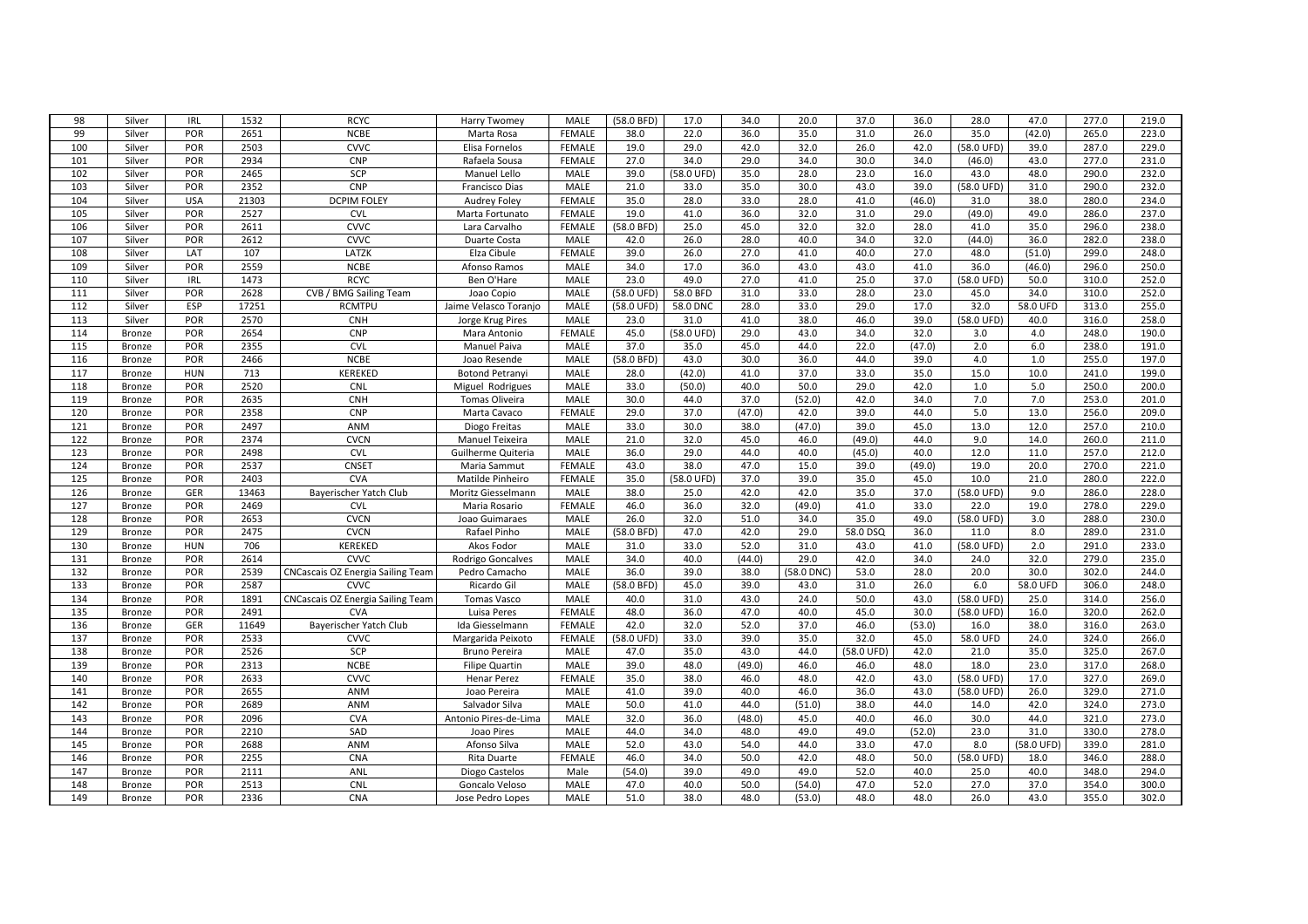| 98 | Silver | IRL | 1532 | RCYC | Harry Twomey | MALE | (58.0 BFD) | 17.0 | 34.0 | 20.0 | 37.0 | 36.0 | 28.0 | 47.0 | 277.0 | 219.0 |
|---|---|---|---|---|---|---|---|---|---|---|---|---|---|---|---|---|
| 99 | Silver | POR | 2651 | NCBE | Marta Rosa | FEMALE | 38.0 | 22.0 | 36.0 | 35.0 | 31.0 | 26.0 | 35.0 | (42.0) | 265.0 | 223.0 |
| 100 | Silver | POR | 2503 | CVVC | Elisa Fornelos | FEMALE | 19.0 | 29.0 | 42.0 | 32.0 | 26.0 | 42.0 | (58.0 UFD) | 39.0 | 287.0 | 229.0 |
| 101 | Silver | POR | 2934 | CNP | Rafaela Sousa | FEMALE | 27.0 | 34.0 | 29.0 | 34.0 | 30.0 | 34.0 | (46.0) | 43.0 | 277.0 | 231.0 |
| 102 | Silver | POR | 2465 | SCP | Manuel Lello | MALE | 39.0 | (58.0 UFD) | 35.0 | 28.0 | 23.0 | 16.0 | 43.0 | 48.0 | 290.0 | 232.0 |
| 103 | Silver | POR | 2352 | CNP | Francisco Dias | MALE | 21.0 | 33.0 | 35.0 | 30.0 | 43.0 | 39.0 | (58.0 UFD) | 31.0 | 290.0 | 232.0 |
| 104 | Silver | USA | 21303 | DCPIM FOLEY | Audrey Foley | FEMALE | 35.0 | 28.0 | 33.0 | 28.0 | 41.0 | (46.0) | 31.0 | 38.0 | 280.0 | 234.0 |
| 105 | Silver | POR | 2527 | CVL | Marta Fortunato | FEMALE | 19.0 | 41.0 | 36.0 | 32.0 | 31.0 | 29.0 | (49.0) | 49.0 | 286.0 | 237.0 |
| 106 | Silver | POR | 2611 | CVVC | Lara Carvalho | FEMALE | (58.0 BFD) | 25.0 | 45.0 | 32.0 | 32.0 | 28.0 | 41.0 | 35.0 | 296.0 | 238.0 |
| 107 | Silver | POR | 2612 | CVVC | Duarte Costa | MALE | 42.0 | 26.0 | 28.0 | 40.0 | 34.0 | 32.0 | (44.0) | 36.0 | 282.0 | 238.0 |
| 108 | Silver | LAT | 107 | LATZK | Elza Cibule | FEMALE | 39.0 | 26.0 | 27.0 | 41.0 | 40.0 | 27.0 | 48.0 | (51.0) | 299.0 | 248.0 |
| 109 | Silver | POR | 2559 | NCBE | Afonso Ramos | MALE | 34.0 | 17.0 | 36.0 | 43.0 | 43.0 | 41.0 | 36.0 | (46.0) | 296.0 | 250.0 |
| 110 | Silver | IRL | 1473 | RCYC | Ben O'Hare | MALE | 23.0 | 49.0 | 27.0 | 41.0 | 25.0 | 37.0 | (58.0 UFD) | 50.0 | 310.0 | 252.0 |
| 111 | Silver | POR | 2628 | CVB / BMG Sailing Team | Joao Copio | MALE | (58.0 UFD) | 58.0 BFD | 31.0 | 33.0 | 28.0 | 23.0 | 45.0 | 34.0 | 310.0 | 252.0 |
| 112 | Silver | ESP | 17251 | RCMTPU | Jaime Velasco Toranjo | MALE | (58.0 UFD) | 58.0 DNC | 28.0 | 33.0 | 29.0 | 17.0 | 32.0 | 58.0 UFD | 313.0 | 255.0 |
| 113 | Silver | POR | 2570 | CNH | Jorge Krug Pires | MALE | 23.0 | 31.0 | 41.0 | 38.0 | 46.0 | 39.0 | (58.0 UFD) | 40.0 | 316.0 | 258.0 |
| 114 | Bronze | POR | 2654 | CNP | Mara Antonio | FEMALE | 45.0 | (58.0 UFD) | 29.0 | 43.0 | 34.0 | 32.0 | 3.0 | 4.0 | 248.0 | 190.0 |
| 115 | Bronze | POR | 2355 | CVL | Manuel Paiva | MALE | 37.0 | 35.0 | 45.0 | 44.0 | 22.0 | (47.0) | 2.0 | 6.0 | 238.0 | 191.0 |
| 116 | Bronze | POR | 2466 | NCBE | Joao Resende | MALE | (58.0 BFD) | 43.0 | 30.0 | 36.0 | 44.0 | 39.0 | 4.0 | 1.0 | 255.0 | 197.0 |
| 117 | Bronze | HUN | 713 | KEREKED | Botond Petranyi | MALE | 28.0 | (42.0) | 41.0 | 37.0 | 33.0 | 35.0 | 15.0 | 10.0 | 241.0 | 199.0 |
| 118 | Bronze | POR | 2520 | CNL | Miguel Rodrigues | MALE | 33.0 | (50.0) | 40.0 | 50.0 | 29.0 | 42.0 | 1.0 | 5.0 | 250.0 | 200.0 |
| 119 | Bronze | POR | 2635 | CNH | Tomas Oliveira | MALE | 30.0 | 44.0 | 37.0 | (52.0) | 42.0 | 34.0 | 7.0 | 7.0 | 253.0 | 201.0 |
| 120 | Bronze | POR | 2358 | CNP | Marta Cavaco | FEMALE | 29.0 | 37.0 | (47.0) | 42.0 | 39.0 | 44.0 | 5.0 | 13.0 | 256.0 | 209.0 |
| 121 | Bronze | POR | 2497 | ANM | Diogo Freitas | MALE | 33.0 | 30.0 | 38.0 | (47.0) | 39.0 | 45.0 | 13.0 | 12.0 | 257.0 | 210.0 |
| 122 | Bronze | POR | 2374 | CVCN | Manuel Teixeira | MALE | 21.0 | 32.0 | 45.0 | 46.0 | (49.0) | 44.0 | 9.0 | 14.0 | 260.0 | 211.0 |
| 123 | Bronze | POR | 2498 | CVL | Guilherme Quiteria | MALE | 36.0 | 29.0 | 44.0 | 40.0 | (45.0) | 40.0 | 12.0 | 11.0 | 257.0 | 212.0 |
| 124 | Bronze | POR | 2537 | CNSET | Maria Sammut | FEMALE | 43.0 | 38.0 | 47.0 | 15.0 | 39.0 | (49.0) | 19.0 | 20.0 | 270.0 | 221.0 |
| 125 | Bronze | POR | 2403 | CVA | Matilde Pinheiro | FEMALE | 35.0 | (58.0 UFD) | 37.0 | 39.0 | 35.0 | 45.0 | 10.0 | 21.0 | 280.0 | 222.0 |
| 126 | Bronze | GER | 13463 | Bayerischer Yatch Club | Moritz Giesselmann | MALE | 38.0 | 25.0 | 42.0 | 42.0 | 35.0 | 37.0 | (58.0 UFD) | 9.0 | 286.0 | 228.0 |
| 127 | Bronze | POR | 2469 | CVL | Maria Rosario | FEMALE | 46.0 | 36.0 | 32.0 | (49.0) | 41.0 | 33.0 | 22.0 | 19.0 | 278.0 | 229.0 |
| 128 | Bronze | POR | 2653 | CVCN | Joao Guimaraes | MALE | 26.0 | 32.0 | 51.0 | 34.0 | 35.0 | 49.0 | (58.0 UFD) | 3.0 | 288.0 | 230.0 |
| 129 | Bronze | POR | 2475 | CVCN | Rafael Pinho | MALE | (58.0 BFD) | 47.0 | 42.0 | 29.0 | 58.0 DSQ | 36.0 | 11.0 | 8.0 | 289.0 | 231.0 |
| 130 | Bronze | HUN | 706 | KEREKED | Akos Fodor | MALE | 31.0 | 33.0 | 52.0 | 31.0 | 43.0 | 41.0 | (58.0 UFD) | 2.0 | 291.0 | 233.0 |
| 131 | Bronze | POR | 2614 | CVVC | Rodrigo Goncalves | MALE | 34.0 | 40.0 | (44.0) | 29.0 | 42.0 | 34.0 | 24.0 | 32.0 | 279.0 | 235.0 |
| 132 | Bronze | POR | 2539 | CNCascais OZ Energia Sailing Team | Pedro Camacho | MALE | 36.0 | 39.0 | 38.0 | (58.0 DNC) | 53.0 | 28.0 | 20.0 | 30.0 | 302.0 | 244.0 |
| 133 | Bronze | POR | 2587 | CVVC | Ricardo Gil | MALE | (58.0 BFD) | 45.0 | 39.0 | 43.0 | 31.0 | 26.0 | 6.0 | 58.0 UFD | 306.0 | 248.0 |
| 134 | Bronze | POR | 1891 | CNCascais OZ Energia Sailing Team | Tomas Vasco | MALE | 40.0 | 31.0 | 43.0 | 24.0 | 50.0 | 43.0 | (58.0 UFD) | 25.0 | 314.0 | 256.0 |
| 135 | Bronze | POR | 2491 | CVA | Luisa Peres | FEMALE | 48.0 | 36.0 | 47.0 | 40.0 | 45.0 | 30.0 | (58.0 UFD) | 16.0 | 320.0 | 262.0 |
| 136 | Bronze | GER | 11649 | Bayerischer Yatch Club | Ida Giesselmann | FEMALE | 42.0 | 32.0 | 52.0 | 37.0 | 46.0 | (53.0) | 16.0 | 38.0 | 316.0 | 263.0 |
| 137 | Bronze | POR | 2533 | CVVC | Margarida Peixoto | FEMALE | (58.0 UFD) | 33.0 | 39.0 | 35.0 | 32.0 | 45.0 | 58.0 UFD | 24.0 | 324.0 | 266.0 |
| 138 | Bronze | POR | 2526 | SCP | Bruno Pereira | MALE | 47.0 | 35.0 | 43.0 | 44.0 | (58.0 UFD) | 42.0 | 21.0 | 35.0 | 325.0 | 267.0 |
| 139 | Bronze | POR | 2313 | NCBE | Filipe Quartin | MALE | 39.0 | 48.0 | (49.0) | 46.0 | 46.0 | 48.0 | 18.0 | 23.0 | 317.0 | 268.0 |
| 140 | Bronze | POR | 2633 | CVVC | Henar Perez | FEMALE | 35.0 | 38.0 | 46.0 | 48.0 | 42.0 | 43.0 | (58.0 UFD) | 17.0 | 327.0 | 269.0 |
| 141 | Bronze | POR | 2655 | ANM | Joao Pereira | MALE | 41.0 | 39.0 | 40.0 | 46.0 | 36.0 | 43.0 | (58.0 UFD) | 26.0 | 329.0 | 271.0 |
| 142 | Bronze | POR | 2689 | ANM | Salvador Silva | MALE | 50.0 | 41.0 | 44.0 | (51.0) | 38.0 | 44.0 | 14.0 | 42.0 | 324.0 | 273.0 |
| 143 | Bronze | POR | 2096 | CVA | Antonio Pires-de-Lima | MALE | 32.0 | 36.0 | (48.0) | 45.0 | 40.0 | 46.0 | 30.0 | 44.0 | 321.0 | 273.0 |
| 144 | Bronze | POR | 2210 | SAD | Joao Pires | MALE | 44.0 | 34.0 | 48.0 | 49.0 | 49.0 | (52.0) | 23.0 | 31.0 | 330.0 | 278.0 |
| 145 | Bronze | POR | 2688 | ANM | Afonso Silva | MALE | 52.0 | 43.0 | 54.0 | 44.0 | 33.0 | 47.0 | 8.0 | (58.0 UFD) | 339.0 | 281.0 |
| 146 | Bronze | POR | 2255 | CNA | Rita Duarte | FEMALE | 46.0 | 34.0 | 50.0 | 42.0 | 48.0 | 50.0 | (58.0 UFD) | 18.0 | 346.0 | 288.0 |
| 147 | Bronze | POR | 2111 | ANL | Diogo Castelos | Male | (54.0) | 39.0 | 49.0 | 49.0 | 52.0 | 40.0 | 25.0 | 40.0 | 348.0 | 294.0 |
| 148 | Bronze | POR | 2513 | CNL | Goncalo Veloso | MALE | 47.0 | 40.0 | 50.0 | (54.0) | 47.0 | 52.0 | 27.0 | 37.0 | 354.0 | 300.0 |
| 149 | Bronze | POR | 2336 | CNA | Jose Pedro Lopes | MALE | 51.0 | 38.0 | 48.0 | (53.0) | 48.0 | 48.0 | 26.0 | 43.0 | 355.0 | 302.0 |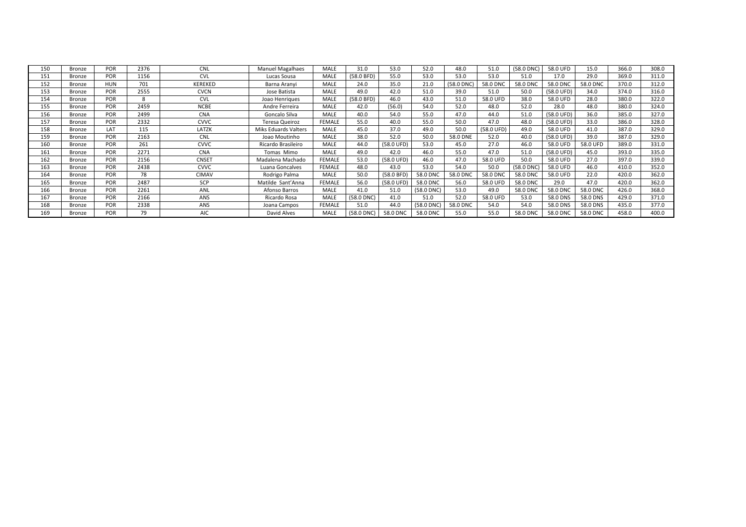| | | | | | | | | | | | | | | | | | | |
|---|---|---|---|---|---|---|---|---|---|---|---|---|---|---|---|---|---|---|
| 150 | Bronze | POR | 2376 | CNL | Manuel Magalhaes | MALE | 31.0 | 53.0 | 52.0 | 48.0 | 51.0 | (58.0 DNC) | 58.0 UFD | 15.0 | 366.0 | 308.0 |
| 151 | Bronze | POR | 1156 | CVL | Lucas Sousa | MALE | (58.0 BFD) | 55.0 | 53.0 | 53.0 | 53.0 | 51.0 | 17.0 | 29.0 | 369.0 | 311.0 |
| 152 | Bronze | HUN | 701 | KEREKED | Barna Aranyi | MALE | 24.0 | 35.0 | 21.0 | (58.0 DNC) | 58.0 DNC | 58.0 DNC | 58.0 DNC | 58.0 DNC | 370.0 | 312.0 |
| 153 | Bronze | POR | 2555 | CVCN | Jose Batista | MALE | 49.0 | 42.0 | 51.0 | 39.0 | 51.0 | 50.0 | (58.0 UFD) | 34.0 | 374.0 | 316.0 |
| 154 | Bronze | POR | 8 | CVL | Joao Henriques | MALE | (58.0 BFD) | 46.0 | 43.0 | 51.0 | 58.0 UFD | 38.0 | 58.0 UFD | 28.0 | 380.0 | 322.0 |
| 155 | Bronze | POR | 2459 | NCBE | Andre Ferreira | MALE | 42.0 | (56.0) | 54.0 | 52.0 | 48.0 | 52.0 | 28.0 | 48.0 | 380.0 | 324.0 |
| 156 | Bronze | POR | 2499 | CNA | Goncalo Silva | MALE | 40.0 | 54.0 | 55.0 | 47.0 | 44.0 | 51.0 | (58.0 UFD) | 36.0 | 385.0 | 327.0 |
| 157 | Bronze | POR | 2332 | CVVC | Teresa Queiroz | FEMALE | 55.0 | 40.0 | 55.0 | 50.0 | 47.0 | 48.0 | (58.0 UFD) | 33.0 | 386.0 | 328.0 |
| 158 | Bronze | LAT | 115 | LATZK | Miks Eduards Valters | MALE | 45.0 | 37.0 | 49.0 | 50.0 | (58.0 UFD) | 49.0 | 58.0 UFD | 41.0 | 387.0 | 329.0 |
| 159 | Bronze | POR | 2163 | CNL | Joao Moutinho | MALE | 38.0 | 52.0 | 50.0 | 58.0 DNE | 52.0 | 40.0 | (58.0 UFD) | 39.0 | 387.0 | 329.0 |
| 160 | Bronze | POR | 261 | CVVC | Ricardo Brasileiro | MALE | 44.0 | (58.0 UFD) | 53.0 | 45.0 | 27.0 | 46.0 | 58.0 UFD | 58.0 UFD | 389.0 | 331.0 |
| 161 | Bronze | POR | 2271 | CNA | Tomas Mimo | MALE | 49.0 | 42.0 | 46.0 | 55.0 | 47.0 | 51.0 | (58.0 UFD) | 45.0 | 393.0 | 335.0 |
| 162 | Bronze | POR | 2156 | CNSET | Madalena Machado | FEMALE | 53.0 | (58.0 UFD) | 46.0 | 47.0 | 58.0 UFD | 50.0 | 58.0 UFD | 27.0 | 397.0 | 339.0 |
| 163 | Bronze | POR | 2438 | CVVC | Luana Goncalves | FEMALE | 48.0 | 43.0 | 53.0 | 54.0 | 50.0 | (58.0 DNC) | 58.0 UFD | 46.0 | 410.0 | 352.0 |
| 164 | Bronze | POR | 78 | CIMAV | Rodrigo Palma | MALE | 50.0 | (58.0 BFD) | 58.0 DNC | 58.0 DNC | 58.0 DNC | 58.0 DNC | 58.0 UFD | 22.0 | 420.0 | 362.0 |
| 165 | Bronze | POR | 2487 | SCP | Matilde Sant'Anna | FEMALE | 56.0 | (58.0 UFD) | 58.0 DNC | 56.0 | 58.0 UFD | 58.0 DNC | 29.0 | 47.0 | 420.0 | 362.0 |
| 166 | Bronze | POR | 2261 | ANL | Afonso Barros | MALE | 41.0 | 51.0 | (58.0 DNC) | 53.0 | 49.0 | 58.0 DNC | 58.0 DNC | 58.0 DNC | 426.0 | 368.0 |
| 167 | Bronze | POR | 2166 | ANS | Ricardo Rosa | MALE | (58.0 DNC) | 41.0 | 51.0 | 52.0 | 58.0 UFD | 53.0 | 58.0 DNS | 58.0 DNS | 429.0 | 371.0 |
| 168 | Bronze | POR | 2338 | ANS | Joana Campos | FEMALE | 51.0 | 44.0 | (58.0 DNC) | 58.0 DNC | 54.0 | 54.0 | 58.0 DNS | 58.0 DNS | 435.0 | 377.0 |
| 169 | Bronze | POR | 79 | AIC | David Alves | MALE | (58.0 DNC) | 58.0 DNC | 58.0 DNC | 55.0 | 55.0 | 58.0 DNC | 58.0 DNC | 58.0 DNC | 458.0 | 400.0 |